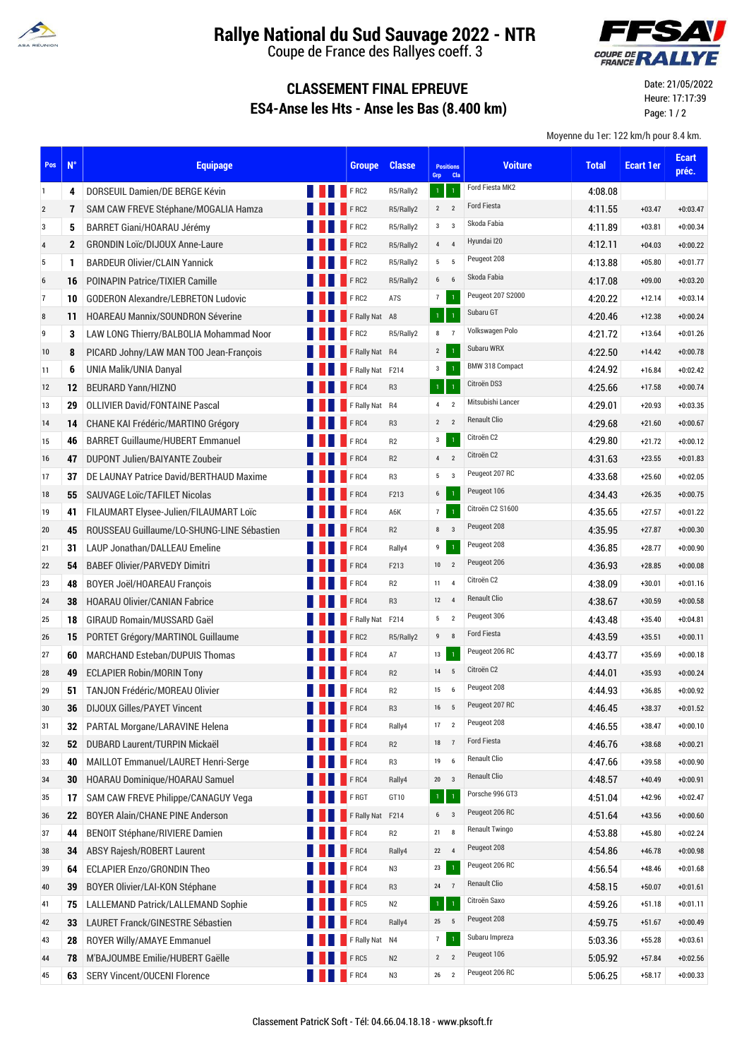# Rallye National du Sud Sauvage 2022 - NTR

Coupe de France des Rallyes coeff. 3

## CLASSEMENT FINAL EPREUVE

## ES4-Anse les Hts - Anse les Bas (8.400 km)

Date: 21/05/2022
Heure: 17:17:39

Moyenne du 1er: 122 km/h pour 8.4 km.

| Pos | N° | Equipage | Groupe | Classe | Positions Grp | Positions Cla | Voiture | Total | Ecart 1er | Ecart préc. |
|---|---|---|---|---|---|---|---|---|---|---|
| 1 | 4 | DORSEUIL Damien/DE BERGE Kévin | F RC2 | R5/Rally2 | 1 | 1 | Ford Fiesta MK2 | 4:08.08 | | |
| 2 | 7 | SAM CAW FREVE Stéphane/MOGALIA Hamza | F RC2 | R5/Rally2 | 2 | 2 | Ford Fiesta | 4:11.55 | +03.47 | +0:03.47 |
| 3 | 5 | BARRET Giani/HOARAU Jérémy | F RC2 | R5/Rally2 | 3 | 3 | Skoda Fabia | 4:11.89 | +03.81 | +0:00.34 |
| 4 | 2 | GRONDIN Loïc/DIJOUX Anne-Laure | F RC2 | R5/Rally2 | 4 | 4 | Hyundai I20 | 4:12.11 | +04.03 | +0:00.22 |
| 5 | 1 | BARDEUR Olivier/CLAIN Yannick | F RC2 | R5/Rally2 | 5 | 5 | Peugeot 208 | 4:13.88 | +05.80 | +0:01.77 |
| 6 | 16 | POINAPIN Patrice/TIXIER Camille | F RC2 | R5/Rally2 | 6 | 6 | Skoda Fabia | 4:17.08 | +09.00 | +0:03.20 |
| 7 | 10 | GODERON Alexandre/LEBRETON Ludovic | F RC2 | A7S | 7 | 1 | Peugeot 207 S2000 | 4:20.22 | +12.14 | +0:03.14 |
| 8 | 11 | HOAREAU Mannix/SOUNDRON Séverine | F Rally Nat | A8 | 1 | 1 | Subaru GT | 4:20.46 | +12.38 | +0:00.24 |
| 9 | 3 | LAW LONG Thierry/BALBOLIA Mohammad Noor | F RC2 | R5/Rally2 | 8 | 7 | Volkswagen Polo | 4:21.72 | +13.64 | +0:01.26 |
| 10 | 8 | PICARD Johny/LAW MAN TOO Jean-François | F Rally Nat | R4 | 2 | 1 | Subaru WRX | 4:22.50 | +14.42 | +0:00.78 |
| 11 | 6 | UNIA Malik/UNIA Danyal | F Rally Nat | F214 | 3 | 1 | BMW 318 Compact | 4:24.92 | +16.84 | +0:02.42 |
| 12 | 12 | BEURARD Yann/HIZNO | F RC4 | R3 | 1 | 1 | Citroën DS3 | 4:25.66 | +17.58 | +0:00.74 |
| 13 | 29 | OLLIVIER David/FONTAINE Pascal | F Rally Nat | R4 | 4 | 2 | Mitsubishi Lancer | 4:29.01 | +20.93 | +0:03.35 |
| 14 | 14 | CHANE KAI Frédéric/MARTINO Grégory | F RC4 | R3 | 2 | 2 | Renault Clio | 4:29.68 | +21.60 | +0:00.67 |
| 15 | 46 | BARRET Guillaume/HUBERT Emmanuel | F RC4 | R2 | 3 | 1 | Citroën C2 | 4:29.80 | +21.72 | +0:00.12 |
| 16 | 47 | DUPONT Julien/BAIYANTE Zoubeir | F RC4 | R2 | 4 | 2 | Citroën C2 | 4:31.63 | +23.55 | +0:01.83 |
| 17 | 37 | DE LAUNAY Patrice David/BERTHAUD Maxime | F RC4 | R3 | 5 | 3 | Peugeot 207 RC | 4:33.68 | +25.60 | +0:02.05 |
| 18 | 55 | SAUVAGE Loïc/TAFILET Nicolas | F RC4 | F213 | 6 | 1 | Peugeot 106 | 4:34.43 | +26.35 | +0:00.75 |
| 19 | 41 | FILAUMART Elysee-Julien/FILAUMART Loïc | F RC4 | A6K | 7 | 1 | Citroën C2 S1600 | 4:35.65 | +27.57 | +0:01.22 |
| 20 | 45 | ROUSSEAU Guillaume/LO-SHUNG-LINE Sébastien | F RC4 | R2 | 8 | 3 | Peugeot 208 | 4:35.95 | +27.87 | +0:00.30 |
| 21 | 31 | LAUP Jonathan/DALLEAU Emeline | F RC4 | Rally4 | 9 | 1 | Peugeot 208 | 4:36.85 | +28.77 | +0:00.90 |
| 22 | 54 | BABEF Olivier/PARVEDY Dimitri | F RC4 | F213 | 10 | 2 | Peugeot 206 | 4:36.93 | +28.85 | +0:00.08 |
| 23 | 48 | BOYER Joël/HOAREAU François | F RC4 | R2 | 11 | 4 | Citroën C2 | 4:38.09 | +30.01 | +0:01.16 |
| 24 | 38 | HOARAU Olivier/CANIAN Fabrice | F RC4 | R3 | 12 | 4 | Renault Clio | 4:38.67 | +30.59 | +0:00.58 |
| 25 | 18 | GIRAUD Romain/MUSSARD Gaël | F Rally Nat | F214 | 5 | 2 | Peugeot 306 | 4:43.48 | +35.40 | +0:04.81 |
| 26 | 15 | PORTET Grégory/MARTINOL Guillaume | F RC2 | R5/Rally2 | 9 | 8 | Ford Fiesta | 4:43.59 | +35.51 | +0:00.11 |
| 27 | 60 | MARCHAND Esteban/DUPUIS Thomas | F RC4 | A7 | 13 | 1 | Peugeot 206 RC | 4:43.77 | +35.69 | +0:00.18 |
| 28 | 49 | ECLAPIER Robin/MORIN Tony | F RC4 | R2 | 14 | 5 | Citroën C2 | 4:44.01 | +35.93 | +0:00.24 |
| 29 | 51 | TANJON Frédéric/MOREAU Olivier | F RC4 | R2 | 15 | 6 | Peugeot 208 | 4:44.93 | +36.85 | +0:00.92 |
| 30 | 36 | DIJOUX Gilles/PAYET Vincent | F RC4 | R3 | 16 | 5 | Peugeot 207 RC | 4:46.45 | +38.37 | +0:01.52 |
| 31 | 32 | PARTAL Morgane/LARAVINE Helena | F RC4 | Rally4 | 17 | 2 | Peugeot 208 | 4:46.55 | +38.47 | +0:00.10 |
| 32 | 52 | DUBARD Laurent/TURPIN Mickaël | F RC4 | R2 | 18 | 7 | Ford Fiesta | 4:46.76 | +38.68 | +0:00.21 |
| 33 | 40 | MAILLOT Emmanuel/LAURET Henri-Serge | F RC4 | R3 | 19 | 6 | Renault Clio | 4:47.66 | +39.58 | +0:00.90 |
| 34 | 30 | HOARAU Dominique/HOARAU Samuel | F RC4 | Rally4 | 20 | 3 | Renault Clio | 4:48.57 | +40.49 | +0:00.91 |
| 35 | 17 | SAM CAW FREVE Philippe/CANAGUY Vega | F RGT | GT10 | 1 | 1 | Porsche 996 GT3 | 4:51.04 | +42.96 | +0:02.47 |
| 36 | 22 | BOYER Alain/CHANE PINE Anderson | F Rally Nat | F214 | 6 | 3 | Peugeot 206 RC | 4:51.64 | +43.56 | +0:00.60 |
| 37 | 44 | BENOIT Stéphane/RIVIERE Damien | F RC4 | R2 | 21 | 8 | Renault Twingo | 4:53.88 | +45.80 | +0:02.24 |
| 38 | 34 | ABSY Rajesh/ROBERT Laurent | F RC4 | Rally4 | 22 | 4 | Peugeot 208 | 4:54.86 | +46.78 | +0:00.98 |
| 39 | 64 | ECLAPIER Enzo/GRONDIN Theo | F RC4 | N3 | 23 | 1 | Peugeot 206 RC | 4:56.54 | +48.46 | +0:01.68 |
| 40 | 39 | BOYER Olivier/LAI-KON Stéphane | F RC4 | R3 | 24 | 7 | Renault Clio | 4:58.15 | +50.07 | +0:01.61 |
| 41 | 75 | LALLEMAND Patrick/LALLEMAND Sophie | F RC5 | N2 | 1 | 1 | Citroën Saxo | 4:59.26 | +51.18 | +0:01.11 |
| 42 | 33 | LAURET Franck/GINESTRE Sébastien | F RC4 | Rally4 | 25 | 5 | Peugeot 208 | 4:59.75 | +51.67 | +0:00.49 |
| 43 | 28 | ROYER Willy/AMAYE Emmanuel | F Rally Nat | N4 | 7 | 1 | Subaru Impreza | 5:03.36 | +55.28 | +0:03.61 |
| 44 | 78 | M'BAJOUMBE Emilie/HUBERT Gaëlle | F RC5 | N2 | 2 | 2 | Peugeot 106 | 5:05.92 | +57.84 | +0:02.56 |
| 45 | 63 | SERY Vincent/OUCENI Florence | F RC4 | N3 | 26 | 2 | Peugeot 206 RC | 5:06.25 | +58.17 | +0:00.33 |

Classement PatricK Soft - Tél: 04.66.04.18.18 - www.pksoft.fr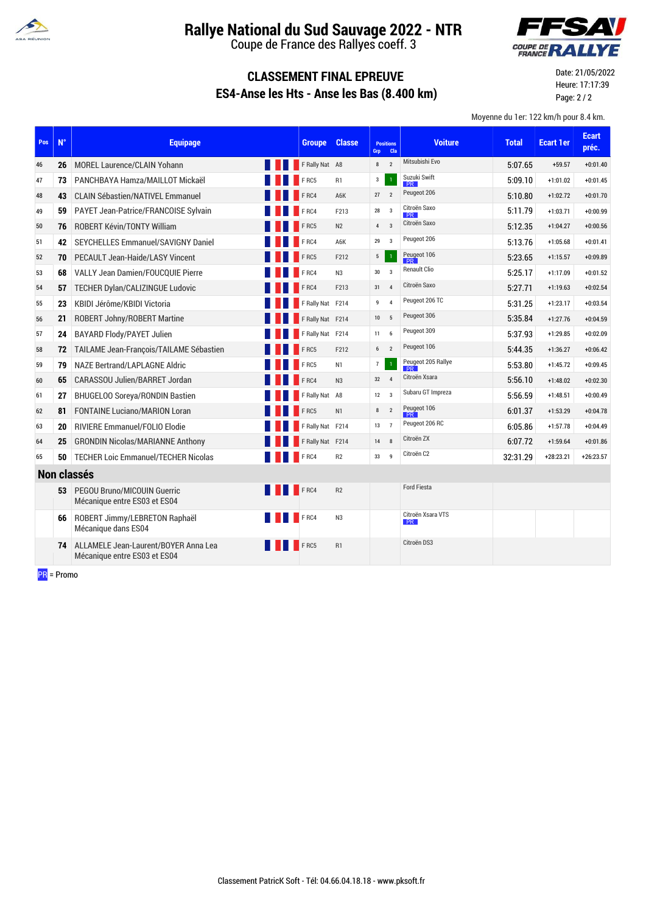# Rallye National du Sud Sauvage 2022 - NTR

Coupe de France des Rallyes coeff. 3

## CLASSEMENT FINAL EPREUVE

## ES4-Anse les Hts - Anse les Bas (8.400 km)

Date: 21/05/2022
Heure: 17:17:39

Moyenne du 1er: 122 km/h pour 8.4 km.

| Pos | N° | Equipage | Groupe | Classe | Positions Grp | Positions Cla | Voiture | Total | Ecart 1er | Ecart préc. |
|---|---|---|---|---|---|---|---|---|---|---|
| 46 | **26** | MOREL Laurence/CLAIN Yohann | F Rally Nat | A8 | 8 | 2 | Mitsubishi Evo | 5:07.65 | +59.57 | +0:01.40 |
| 47 | **73** | PANCHBAYA Hamza/MAILLOT Mickaël | F RC5 | R1 | 3 | 1 | Suzuki Swift PR | 5:09.10 | +1:01.02 | +0:01.45 |
| 48 | **43** | CLAIN Sébastien/NATIVEL Emmanuel | F RC4 | A6K | 27 | 2 | Peugeot 206 | 5:10.80 | +1:02.72 | +0:01.70 |
| 49 | **59** | PAYET Jean-Patrice/FRANCOISE Sylvain | F RC4 | F213 | 28 | 3 | Citroën Saxo PR | 5:11.79 | +1:03.71 | +0:00.99 |
| 50 | **76** | ROBERT Kévin/TONTY William | F RC5 | N2 | 4 | 3 | Citroën Saxo | 5:12.35 | +1:04.27 | +0:00.56 |
| 51 | **42** | SEYCHELLES Emmanuel/SAVIGNY Daniel | F RC4 | A6K | 29 | 3 | Peugeot 206 | 5:13.76 | +1:05.68 | +0:01.41 |
| 52 | **70** | PECAULT Jean-Haide/LASY Vincent | F RC5 | F212 | 5 | 1 | Peugeot 106 PR | 5:23.65 | +1:15.57 | +0:09.89 |
| 53 | **68** | VALLY Jean Damien/FOUCQUIE Pierre | F RC4 | N3 | 30 | 3 | Renault Clio | 5:25.17 | +1:17.09 | +0:01.52 |
| 54 | **57** | TECHER Dylan/CALIZINGUE Ludovic | F RC4 | F213 | 31 | 4 | Citroën Saxo | 5:27.71 | +1:19.63 | +0:02.54 |
| 55 | **23** | KBIDI Jérôme/KBIDI Victoria | F Rally Nat | F214 | 9 | 4 | Peugeot 206 TC | 5:31.25 | +1:23.17 | +0:03.54 |
| 56 | **21** | ROBERT Johny/ROBERT Martine | F Rally Nat | F214 | 10 | 5 | Peugeot 306 | 5:35.84 | +1:27.76 | +0:04.59 |
| 57 | **24** | BAYARD Flody/PAYET Julien | F Rally Nat | F214 | 11 | 6 | Peugeot 309 | 5:37.93 | +1:29.85 | +0:02.09 |
| 58 | **72** | TAILAME Jean-François/TAILAME Sébastien | F RC5 | F212 | 6 | 2 | Peugeot 106 | 5:44.35 | +1:36.27 | +0:06.42 |
| 59 | **79** | NAZE Bertrand/LAPLAGNE Aldric | F RC5 | N1 | 7 | 1 | Peugeot 205 Rallye PR | 5:53.80 | +1:45.72 | +0:09.45 |
| 60 | **65** | CARASSOU Julien/BARRET Jordan | F RC4 | N3 | 32 | 4 | Citroën Xsara | 5:56.10 | +1:48.02 | +0:02.30 |
| 61 | **27** | BHUGELOO Soreya/RONDIN Bastien | F Rally Nat | A8 | 12 | 3 | Subaru GT Impreza | 5:56.59 | +1:48.51 | +0:00.49 |
| 62 | **81** | FONTAINE Luciano/MARION Loran | F RC5 | N1 | 8 | 2 | Peugeot 106 PR | 6:01.37 | +1:53.29 | +0:04.78 |
| 63 | **20** | RIVIERE Emmanuel/FOLIO Elodie | F Rally Nat | F214 | 13 | 7 | Peugeot 206 RC | 6:05.86 | +1:57.78 | +0:04.49 |
| 64 | **25** | GRONDIN Nicolas/MARIANNE Anthony | F Rally Nat | F214 | 14 | 8 | Citroën ZX | 6:07.72 | +1:59.64 | +0:01.86 |
| 65 | **50** | TECHER Loic Emmanuel/TECHER Nicolas | F RC4 | R2 | 33 | 9 | Citroën C2 | 32:31.29 | +28:23.21 | +26:23.57 |

## Non classés

| Pos | N° | Equipage | Groupe | Classe | Positions Grp | Positions Cla | Voiture | Total | Ecart 1er | Ecart préc. |
|---|---|---|---|---|---|---|---|---|---|---|
| | **53** | PEGOU Bruno/MICOUIN Guerric<br>Mécanique entre ES03 et ES04 | F RC4 | R2 | | | Ford Fiesta | | | |
| | **66** | ROBERT Jimmy/LEBRETON Raphaël<br>Mécanique dans ES04 | F RC4 | N3 | | | Citroën Xsara VTS PR | | | |
| | **74** | ALLAMELE Jean-Laurent/BOYER Anna Lea<br>Mécanique entre ES03 et ES04 | F RC5 | R1 | | | Citroën DS3 | | | |

PR = Promo

Classement PatricK Soft - Tél: 04.66.04.18.18 - www.pksoft.fr